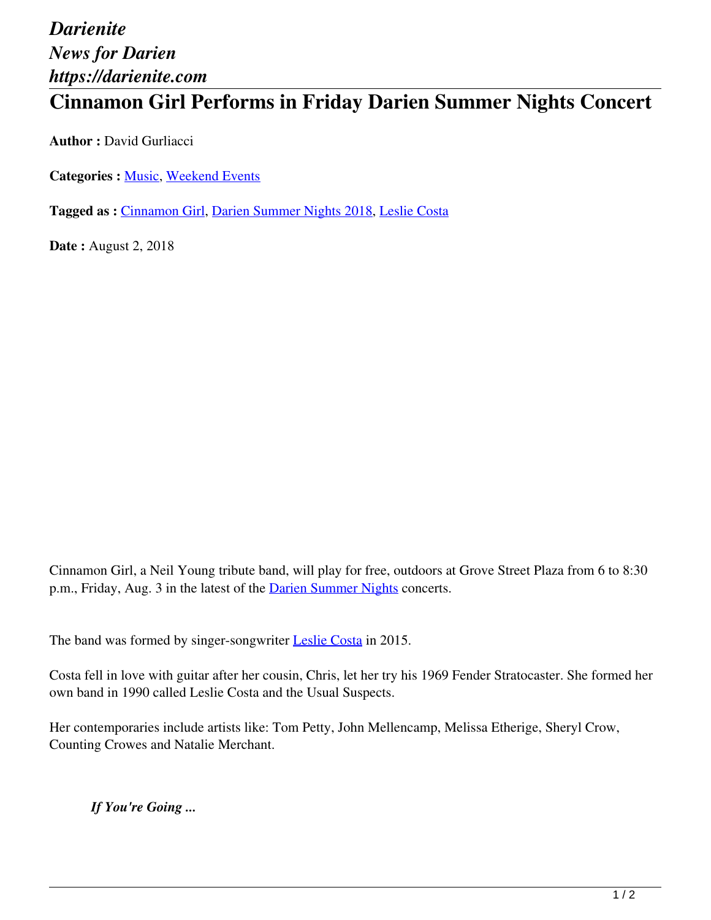*Darienite*
*News for Darien*
*https://darienite.com*

# Cinnamon Girl Performs in Friday Darien Summer Nights Concert

**Author :** David Gurliacci

**Categories :** Music, Weekend Events

**Tagged as :** Cinnamon Girl, Darien Summer Nights 2018, Leslie Costa

**Date :** August 2, 2018

Cinnamon Girl, a Neil Young tribute band, will play for free, outdoors at Grove Street Plaza from 6 to 8:30 p.m., Friday, Aug. 3 in the latest of the Darien Summer Nights concerts.

The band was formed by singer-songwriter Leslie Costa in 2015.

Costa fell in love with guitar after her cousin, Chris, let her try his 1969 Fender Stratocaster. She formed her own band in 1990 called Leslie Costa and the Usual Suspects.

Her contemporaries include artists like: Tom Petty, John Mellencamp, Melissa Etherige, Sheryl Crow, Counting Crowes and Natalie Merchant.

***If You're Going ...***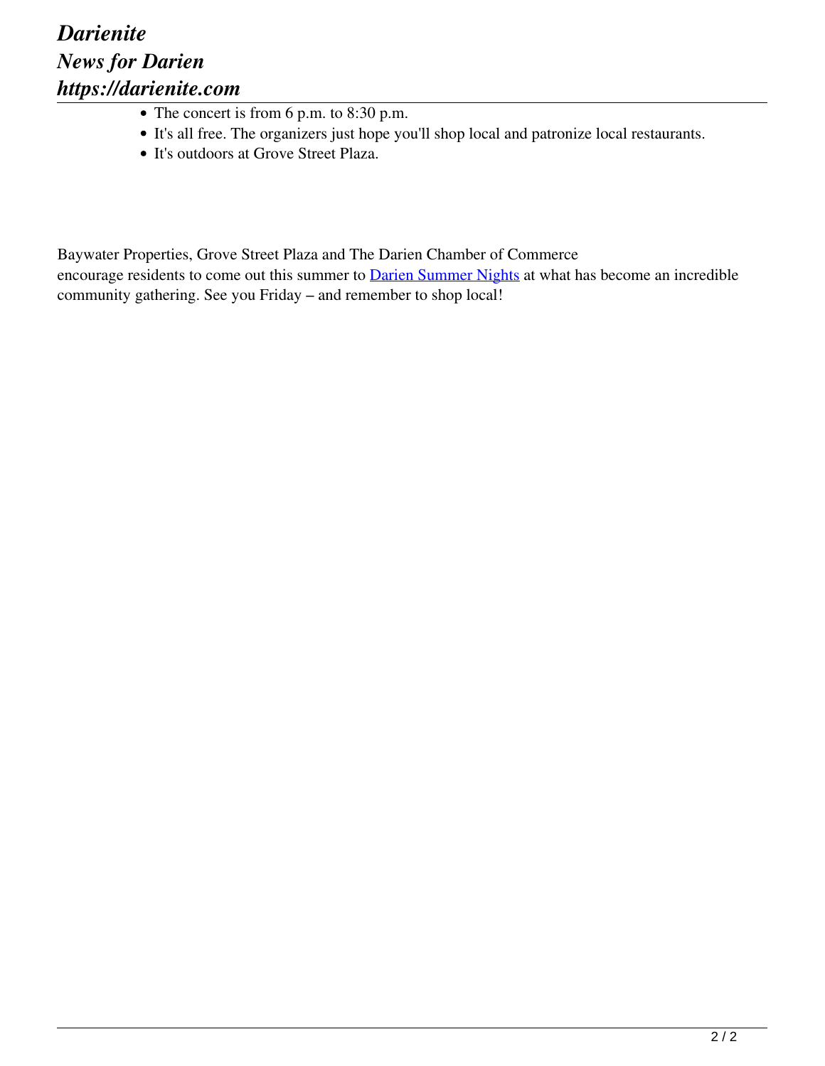- The concert is from 6 p.m. to 8:30 p.m.
- It's all free. The organizers just hope you'll shop local and patronize local restaurants.
- It's outdoors at Grove Street Plaza.

Baywater Properties, Grove Street Plaza and The Darien Chamber of Commerce encourage residents to come out this summer to Darien Summer Nights at what has become an incredible community gathering. See you Friday – and remember to shop local!